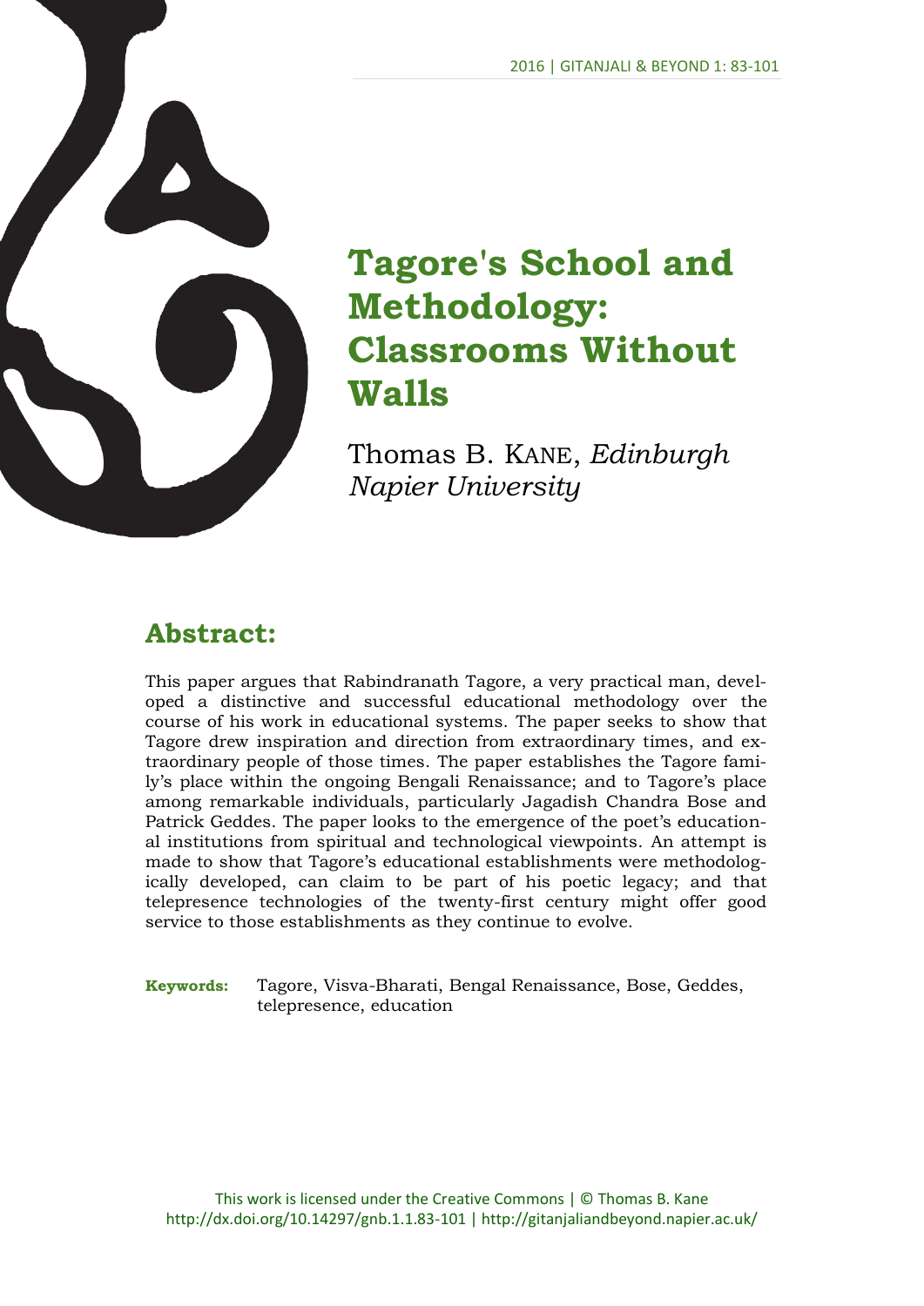# Tagore's School and Methodology: Classrooms Without Walls

Thomas B. KANE, *Edinburgh Napier University*

## Abstract:

This paper argues that Rabindranath Tagore, a very practical man, developed a distinctive and successful educational methodology over the course of his work in educational systems. The paper seeks to show that Tagore drew inspiration and direction from extraordinary times, and extraordinary people of those times. The paper establishes the Tagore family's place within the ongoing Bengali Renaissance; and to Tagore's place among remarkable individuals, particularly Jagadish Chandra Bose and Patrick Geddes. The paper looks to the emergence of the poet's educational institutions from spiritual and technological viewpoints. An attempt is made to show that Tagore's educational establishments were methodologically developed, can claim to be part of his poetic legacy; and that telepresence technologies of the twenty-first century might offer good service to those establishments as they continue to evolve.

**Keywords:** Tagore, Visva-Bharati, Bengal Renaissance, Bose, Geddes, telepresence, education

This work is licensed under the Creative Commons | © Thomas B. Kane
http://dx.doi.org/10.14297/gnb.1.1.83-101 | http://gitanjaliandbeyond.napier.ac.uk/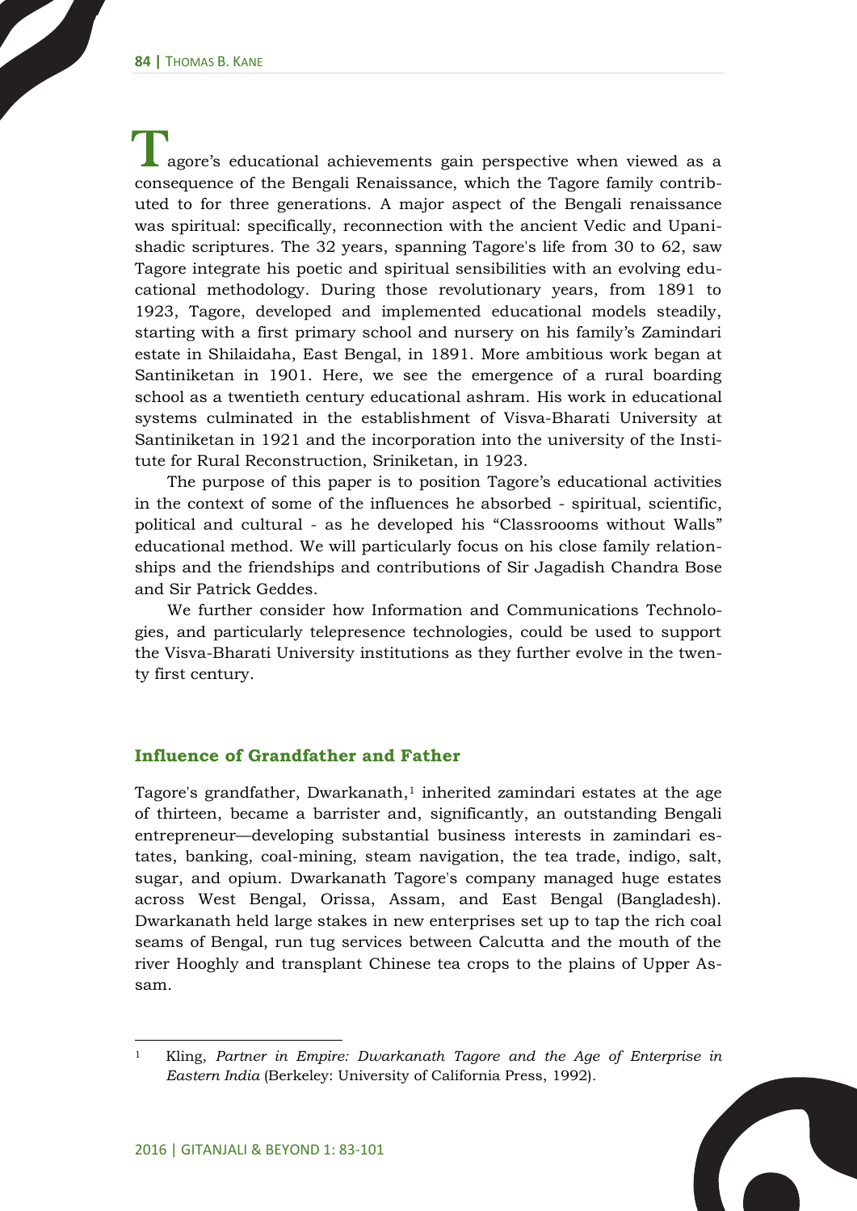Tagore's educational achievements gain perspective when viewed as a consequence of the Bengali Renaissance, which the Tagore family contributed to for three generations. A major aspect of the Bengali renaissance was spiritual: specifically, reconnection with the ancient Vedic and Upanishadic scriptures. The 32 years, spanning Tagore's life from 30 to 62, saw Tagore integrate his poetic and spiritual sensibilities with an evolving educational methodology. During those revolutionary years, from 1891 to 1923, Tagore, developed and implemented educational models steadily, starting with a first primary school and nursery on his family's Zamindari estate in Shilaidaha, East Bengal, in 1891. More ambitious work began at Santiniketan in 1901. Here, we see the emergence of a rural boarding school as a twentieth century educational ashram. His work in educational systems culminated in the establishment of Visva-Bharati University at Santiniketan in 1921 and the incorporation into the university of the Institute for Rural Reconstruction, Sriniketan, in 1923.

The purpose of this paper is to position Tagore's educational activities in the context of some of the influences he absorbed - spiritual, scientific, political and cultural - as he developed his "Classroooms without Walls" educational method. We will particularly focus on his close family relationships and the friendships and contributions of Sir Jagadish Chandra Bose and Sir Patrick Geddes.

We further consider how Information and Communications Technologies, and particularly telepresence technologies, could be used to support the Visva-Bharati University institutions as they further evolve in the twenty first century.

## Influence of Grandfather and Father

Tagore's grandfather, Dwarkanath,[1] inherited zamindari estates at the age of thirteen, became a barrister and, significantly, an outstanding Bengali entrepreneur—developing substantial business interests in zamindari estates, banking, coal-mining, steam navigation, the tea trade, indigo, salt, sugar, and opium. Dwarkanath Tagore's company managed huge estates across West Bengal, Orissa, Assam, and East Bengal (Bangladesh). Dwarkanath held large stakes in new enterprises set up to tap the rich coal seams of Bengal, run tug services between Calcutta and the mouth of the river Hooghly and transplant Chinese tea crops to the plains of Upper Assam.

[1] Kling, *Partner in Empire: Dwarkanath Tagore and the Age of Enterprise in Eastern India* (Berkeley: University of California Press, 1992).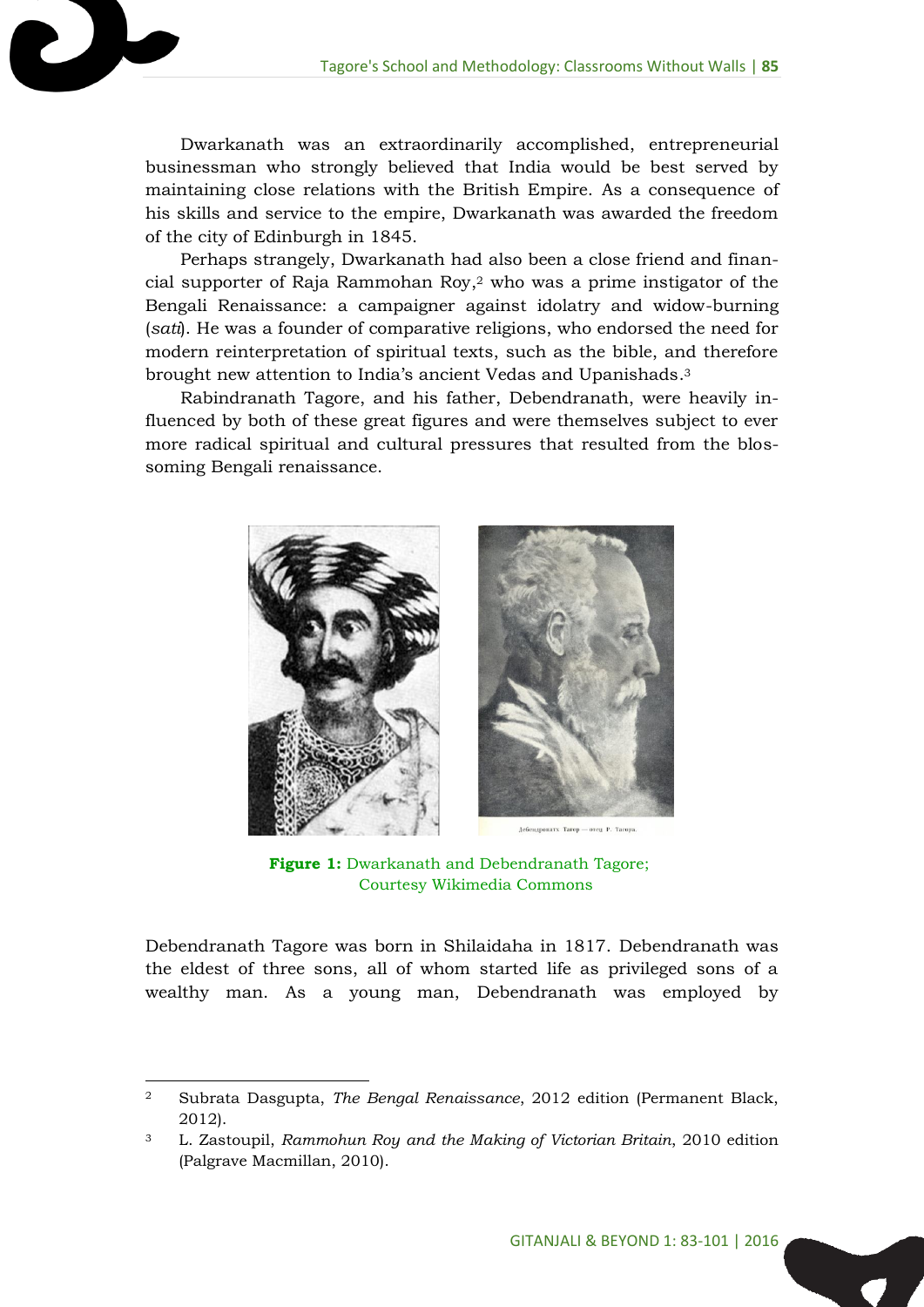Dwarkanath was an extraordinarily accomplished, entrepreneurial businessman who strongly believed that India would be best served by maintaining close relations with the British Empire. As a consequence of his skills and service to the empire, Dwarkanath was awarded the freedom of the city of Edinburgh in 1845.

Perhaps strangely, Dwarkanath had also been a close friend and financial supporter of Raja Rammohan Roy,[2] who was a prime instigator of the Bengali Renaissance: a campaigner against idolatry and widow-burning (*sati*). He was a founder of comparative religions, who endorsed the need for modern reinterpretation of spiritual texts, such as the bible, and therefore brought new attention to India's ancient Vedas and Upanishads.[3]

Rabindranath Tagore, and his father, Debendranath, were heavily influenced by both of these great figures and were themselves subject to ever more radical spiritual and cultural pressures that resulted from the blossoming Bengali renaissance.

**Figure 1:** Dwarkanath and Debendranath Tagore; Courtesy Wikimedia Commons

Debendranath Tagore was born in Shilaidaha in 1817. Debendranath was the eldest of three sons, all of whom started life as privileged sons of a wealthy man. As a young man, Debendranath was employed by

---

[2] Subrata Dasgupta, *The Bengal Renaissance*, 2012 edition (Permanent Black, 2012).

[3] L. Zastoupil, *Rammohun Roy and the Making of Victorian Britain*, 2010 edition (Palgrave Macmillan, 2010).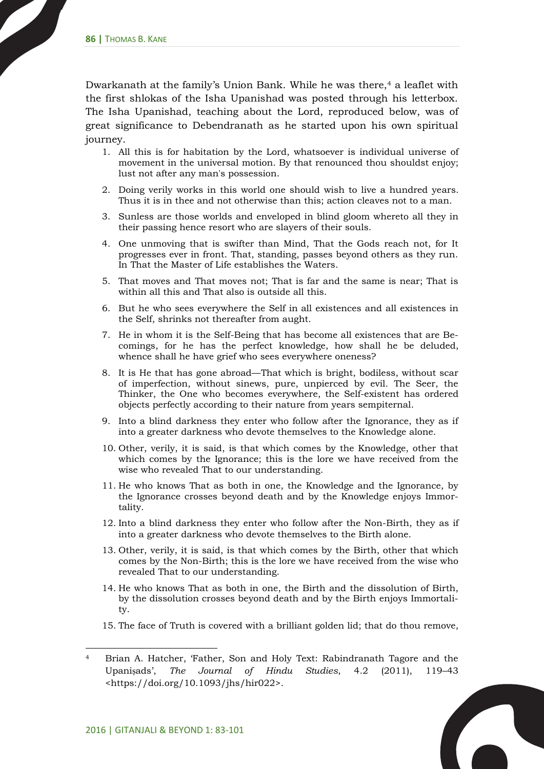Dwarkanath at the family's Union Bank. While he was there,[4] a leaflet with the first shlokas of the Isha Upanishad was posted through his letterbox. The Isha Upanishad, teaching about the Lord, reproduced below, was of great significance to Debendranath as he started upon his own spiritual journey.

1. All this is for habitation by the Lord, whatsoever is individual universe of movement in the universal motion. By that renounced thou shouldst enjoy; lust not after any man's possession.
2. Doing verily works in this world one should wish to live a hundred years. Thus it is in thee and not otherwise than this; action cleaves not to a man.
3. Sunless are those worlds and enveloped in blind gloom whereto all they in their passing hence resort who are slayers of their souls.
4. One unmoving that is swifter than Mind, That the Gods reach not, for It progresses ever in front. That, standing, passes beyond others as they run. In That the Master of Life establishes the Waters.
5. That moves and That moves not; That is far and the same is near; That is within all this and That also is outside all this.
6. But he who sees everywhere the Self in all existences and all existences in the Self, shrinks not thereafter from aught.
7. He in whom it is the Self-Being that has become all existences that are Becomings, for he has the perfect knowledge, how shall he be deluded, whence shall he have grief who sees everywhere oneness?
8. It is He that has gone abroad—That which is bright, bodiless, without scar of imperfection, without sinews, pure, unpierced by evil. The Seer, the Thinker, the One who becomes everywhere, the Self-existent has ordered objects perfectly according to their nature from years sempiternal.
9. Into a blind darkness they enter who follow after the Ignorance, they as if into a greater darkness who devote themselves to the Knowledge alone.
10. Other, verily, it is said, is that which comes by the Knowledge, other that which comes by the Ignorance; this is the lore we have received from the wise who revealed That to our understanding.
11. He who knows That as both in one, the Knowledge and the Ignorance, by the Ignorance crosses beyond death and by the Knowledge enjoys Immortality.
12. Into a blind darkness they enter who follow after the Non-Birth, they as if into a greater darkness who devote themselves to the Birth alone.
13. Other, verily, it is said, is that which comes by the Birth, other that which comes by the Non-Birth; this is the lore we have received from the wise who revealed That to our understanding.
14. He who knows That as both in one, the Birth and the dissolution of Birth, by the dissolution crosses beyond death and by the Birth enjoys Immortality.
15. The face of Truth is covered with a brilliant golden lid; that do thou remove,

[4] Brian A. Hatcher, 'Father, Son and Holy Text: Rabindranath Tagore and the Upaniṣads', *The Journal of Hindu Studies*, 4.2 (2011), 119–43 <https://doi.org/10.1093/jhs/hir022>.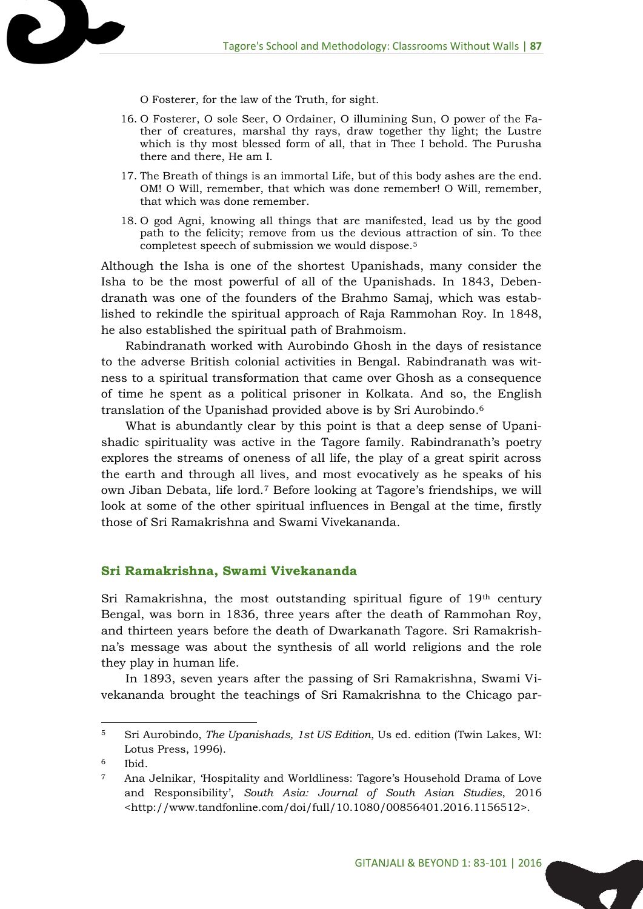O Fosterer, for the law of the Truth, for sight.

16. O Fosterer, O sole Seer, O Ordainer, O illumining Sun, O power of the Father of creatures, marshal thy rays, draw together thy light; the Lustre which is thy most blessed form of all, that in Thee I behold. The Purusha there and there, He am I.
17. The Breath of things is an immortal Life, but of this body ashes are the end. OM! O Will, remember, that which was done remember! O Will, remember, that which was done remember.
18. O god Agni, knowing all things that are manifested, lead us by the good path to the felicity; remove from us the devious attraction of sin. To thee completest speech of submission we would dispose.[5]

Although the Isha is one of the shortest Upanishads, many consider the Isha to be the most powerful of all of the Upanishads. In 1843, Debendranath was one of the founders of the Brahmo Samaj, which was established to rekindle the spiritual approach of Raja Rammohan Roy. In 1848, he also established the spiritual path of Brahmoism.

Rabindranath worked with Aurobindo Ghosh in the days of resistance to the adverse British colonial activities in Bengal. Rabindranath was witness to a spiritual transformation that came over Ghosh as a consequence of time he spent as a political prisoner in Kolkata. And so, the English translation of the Upanishad provided above is by Sri Aurobindo.[6]

What is abundantly clear by this point is that a deep sense of Upanishadic spirituality was active in the Tagore family. Rabindranath's poetry explores the streams of oneness of all life, the play of a great spirit across the earth and through all lives, and most evocatively as he speaks of his own Jiban Debata, life lord.[7] Before looking at Tagore's friendships, we will look at some of the other spiritual influences in Bengal at the time, firstly those of Sri Ramakrishna and Swami Vivekananda.

## Sri Ramakrishna, Swami Vivekananda

Sri Ramakrishna, the most outstanding spiritual figure of 19th century Bengal, was born in 1836, three years after the death of Rammohan Roy, and thirteen years before the death of Dwarkanath Tagore. Sri Ramakrishna's message was about the synthesis of all world religions and the role they play in human life.

In 1893, seven years after the passing of Sri Ramakrishna, Swami Vivekananda brought the teachings of Sri Ramakrishna to the Chicago par-

---

[5] Sri Aurobindo, *The Upanishads, 1st US Edition*, Us ed. edition (Twin Lakes, WI: Lotus Press, 1996).

[6] Ibid.

[7] Ana Jelnikar, 'Hospitality and Worldliness: Tagore's Household Drama of Love and Responsibility', *South Asia: Journal of South Asian Studies*, 2016 <http://www.tandfonline.com/doi/full/10.1080/00856401.2016.1156512>.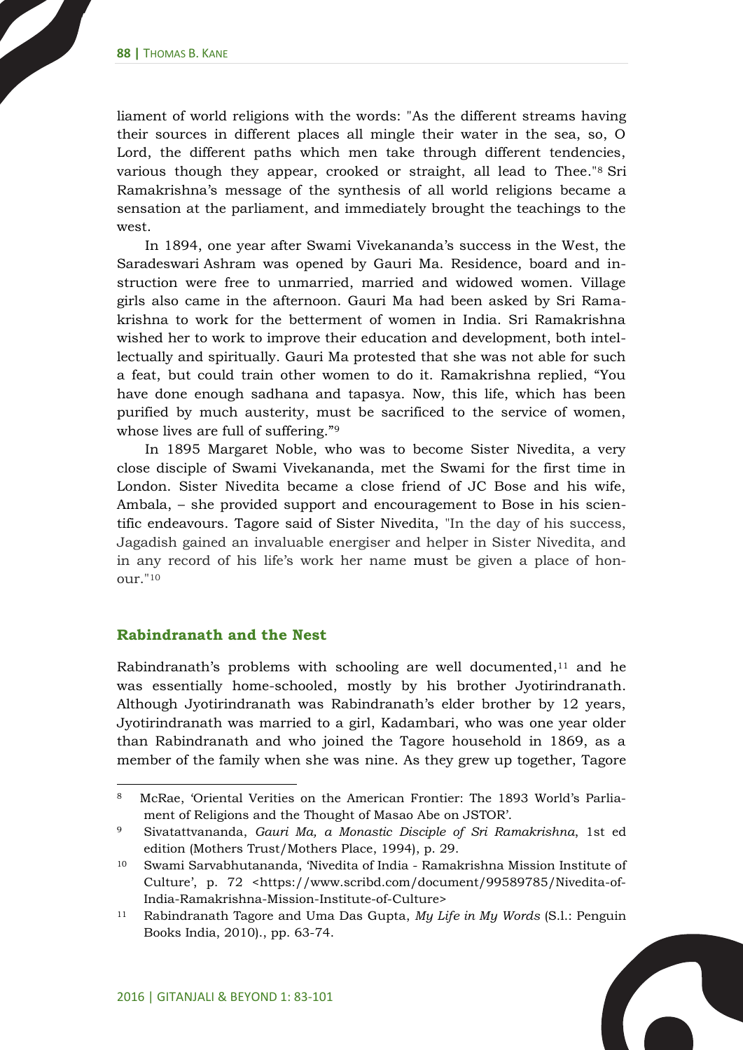liament of world religions with the words: "As the different streams having their sources in different places all mingle their water in the sea, so, O Lord, the different paths which men take through different tendencies, various though they appear, crooked or straight, all lead to Thee."[8] Sri Ramakrishna's message of the synthesis of all world religions became a sensation at the parliament, and immediately brought the teachings to the west.

In 1894, one year after Swami Vivekananda's success in the West, the Saradeswari Ashram was opened by Gauri Ma. Residence, board and instruction were free to unmarried, married and widowed women. Village girls also came in the afternoon. Gauri Ma had been asked by Sri Ramakrishna to work for the betterment of women in India. Sri Ramakrishna wished her to work to improve their education and development, both intellectually and spiritually. Gauri Ma protested that she was not able for such a feat, but could train other women to do it. Ramakrishna replied, "You have done enough sadhana and tapasya. Now, this life, which has been purified by much austerity, must be sacrificed to the service of women, whose lives are full of suffering."[9]

In 1895 Margaret Noble, who was to become Sister Nivedita, a very close disciple of Swami Vivekananda, met the Swami for the first time in London. Sister Nivedita became a close friend of JC Bose and his wife, Ambala, – she provided support and encouragement to Bose in his scientific endeavours. Tagore said of Sister Nivedita, "In the day of his success, Jagadish gained an invaluable energiser and helper in Sister Nivedita, and in any record of his life's work her name must be given a place of honour."[10]

### Rabindranath and the Nest

Rabindranath's problems with schooling are well documented,[11] and he was essentially home-schooled, mostly by his brother Jyotirindranath. Although Jyotirindranath was Rabindranath's elder brother by 12 years, Jyotirindranath was married to a girl, Kadambari, who was one year older than Rabindranath and who joined the Tagore household in 1869, as a member of the family when she was nine. As they grew up together, Tagore

---

[8] McRae, 'Oriental Verities on the American Frontier: The 1893 World's Parliament of Religions and the Thought of Masao Abe on JSTOR'.

[9] Sivatattvananda, *Gauri Ma, a Monastic Disciple of Sri Ramakrishna*, 1st ed edition (Mothers Trust/Mothers Place, 1994), p. 29.

[10] Swami Sarvabhutananda, 'Nivedita of India - Ramakrishna Mission Institute of Culture', p. 72 <https://www.scribd.com/document/99589785/Nivedita-of-India-Ramakrishna-Mission-Institute-of-Culture>

[11] Rabindranath Tagore and Uma Das Gupta, *My Life in My Words* (S.l.: Penguin Books India, 2010)., pp. 63-74.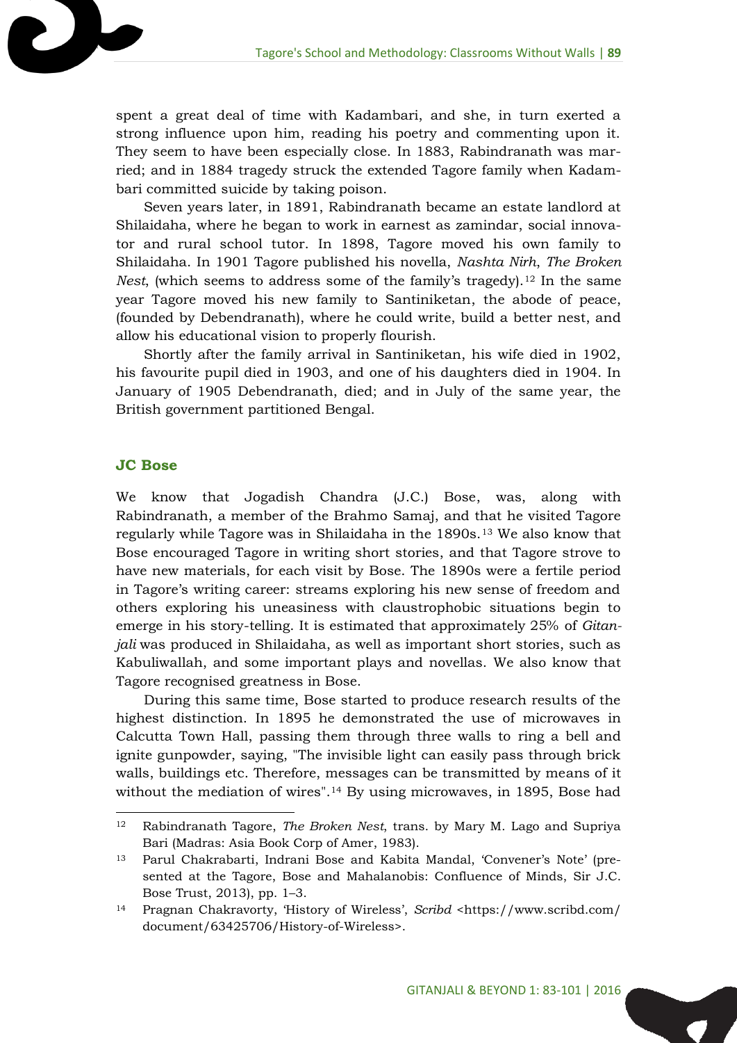spent a great deal of time with Kadambari, and she, in turn exerted a strong influence upon him, reading his poetry and commenting upon it. They seem to have been especially close. In 1883, Rabindranath was married; and in 1884 tragedy struck the extended Tagore family when Kadambari committed suicide by taking poison.

Seven years later, in 1891, Rabindranath became an estate landlord at Shilaidaha, where he began to work in earnest as zamindar, social innovator and rural school tutor. In 1898, Tagore moved his own family to Shilaidaha. In 1901 Tagore published his novella, *Nashta Nirh*, *The Broken Nest*, (which seems to address some of the family's tragedy).[12] In the same year Tagore moved his new family to Santiniketan, the abode of peace, (founded by Debendranath), where he could write, build a better nest, and allow his educational vision to properly flourish.

Shortly after the family arrival in Santiniketan, his wife died in 1902, his favourite pupil died in 1903, and one of his daughters died in 1904. In January of 1905 Debendranath, died; and in July of the same year, the British government partitioned Bengal.

## JC Bose

We know that Jogadish Chandra (J.C.) Bose, was, along with Rabindranath, a member of the Brahmo Samaj, and that he visited Tagore regularly while Tagore was in Shilaidaha in the 1890s.[13] We also know that Bose encouraged Tagore in writing short stories, and that Tagore strove to have new materials, for each visit by Bose. The 1890s were a fertile period in Tagore's writing career: streams exploring his new sense of freedom and others exploring his uneasiness with claustrophobic situations begin to emerge in his story-telling. It is estimated that approximately 25% of *Gitanjali* was produced in Shilaidaha, as well as important short stories, such as Kabuliwallah, and some important plays and novellas. We also know that Tagore recognised greatness in Bose.

During this same time, Bose started to produce research results of the highest distinction. In 1895 he demonstrated the use of microwaves in Calcutta Town Hall, passing them through three walls to ring a bell and ignite gunpowder, saying, "The invisible light can easily pass through brick walls, buildings etc. Therefore, messages can be transmitted by means of it without the mediation of wires".[14] By using microwaves, in 1895, Bose had

---

[12] Rabindranath Tagore, *The Broken Nest*, trans. by Mary M. Lago and Supriya Bari (Madras: Asia Book Corp of Amer, 1983).

[13] Parul Chakrabarti, Indrani Bose and Kabita Mandal, 'Convener's Note' (presented at the Tagore, Bose and Mahalanobis: Confluence of Minds, Sir J.C. Bose Trust, 2013), pp. 1–3.

[14] Pragnan Chakravorty, 'History of Wireless', *Scribd* <https://www.scribd.com/document/63425706/History-of-Wireless>.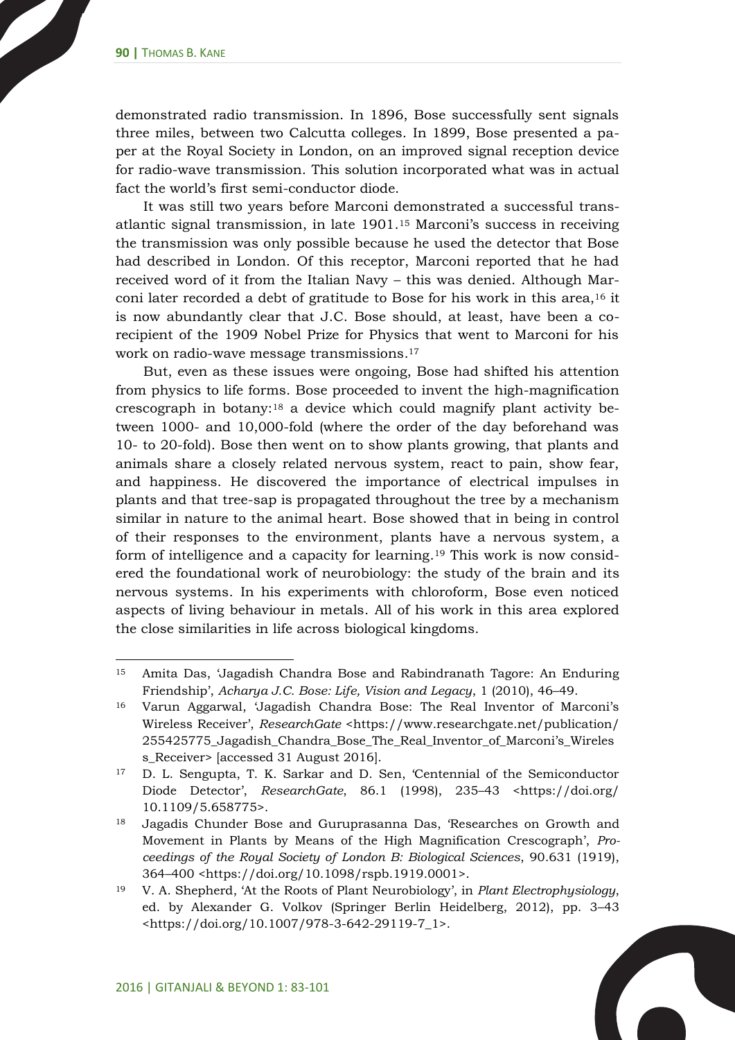demonstrated radio transmission. In 1896, Bose successfully sent signals three miles, between two Calcutta colleges. In 1899, Bose presented a paper at the Royal Society in London, on an improved signal reception device for radio-wave transmission. This solution incorporated what was in actual fact the world's first semi-conductor diode.

It was still two years before Marconi demonstrated a successful transatlantic signal transmission, in late 1901.[15] Marconi's success in receiving the transmission was only possible because he used the detector that Bose had described in London. Of this receptor, Marconi reported that he had received word of it from the Italian Navy – this was denied. Although Marconi later recorded a debt of gratitude to Bose for his work in this area,[16] it is now abundantly clear that J.C. Bose should, at least, have been a co-recipient of the 1909 Nobel Prize for Physics that went to Marconi for his work on radio-wave message transmissions.[17]

But, even as these issues were ongoing, Bose had shifted his attention from physics to life forms. Bose proceeded to invent the high-magnification crescograph in botany:[18] a device which could magnify plant activity between 1000- and 10,000-fold (where the order of the day beforehand was 10- to 20-fold). Bose then went on to show plants growing, that plants and animals share a closely related nervous system, react to pain, show fear, and happiness. He discovered the importance of electrical impulses in plants and that tree-sap is propagated throughout the tree by a mechanism similar in nature to the animal heart. Bose showed that in being in control of their responses to the environment, plants have a nervous system, a form of intelligence and a capacity for learning.[19] This work is now considered the foundational work of neurobiology: the study of the brain and its nervous systems. In his experiments with chloroform, Bose even noticed aspects of living behaviour in metals. All of his work in this area explored the close similarities in life across biological kingdoms.

---

[15] Amita Das, 'Jagadish Chandra Bose and Rabindranath Tagore: An Enduring Friendship', *Acharya J.C. Bose: Life, Vision and Legacy*, 1 (2010), 46–49.

[16] Varun Aggarwal, 'Jagadish Chandra Bose: The Real Inventor of Marconi's Wireless Receiver', *ResearchGate* <https://www.researchgate.net/publication/255425775_Jagadish_Chandra_Bose_The_Real_Inventor_of_Marconi's_Wireless_Receiver> [accessed 31 August 2016].

[17] D. L. Sengupta, T. K. Sarkar and D. Sen, 'Centennial of the Semiconductor Diode Detector', *ResearchGate*, 86.1 (1998), 235–43 <https://doi.org/10.1109/5.658775>.

[18] Jagadis Chunder Bose and Guruprasanna Das, 'Researches on Growth and Movement in Plants by Means of the High Magnification Crescograph', *Proceedings of the Royal Society of London B: Biological Sciences*, 90.631 (1919), 364–400 <https://doi.org/10.1098/rspb.1919.0001>.

[19] V. A. Shepherd, 'At the Roots of Plant Neurobiology', in *Plant Electrophysiology*, ed. by Alexander G. Volkov (Springer Berlin Heidelberg, 2012), pp. 3–43 <https://doi.org/10.1007/978-3-642-29119-7_1>.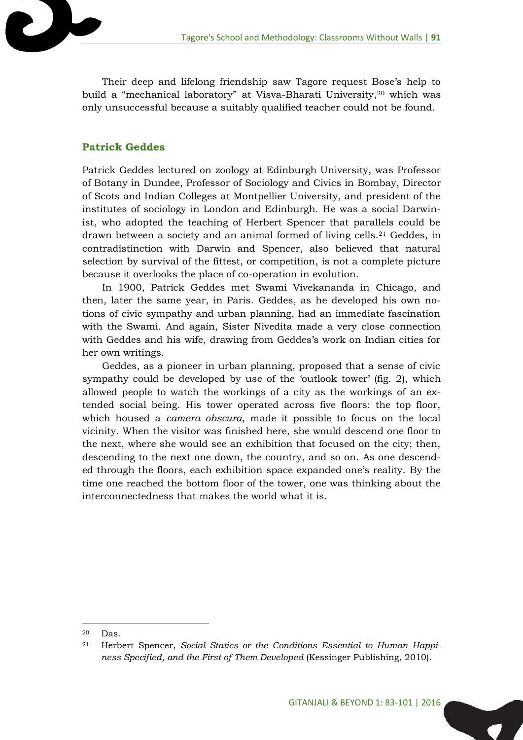Their deep and lifelong friendship saw Tagore request Bose's help to build a "mechanical laboratory" at Visva-Bharati University,[20] which was only unsuccessful because a suitably qualified teacher could not be found.

### Patrick Geddes

Patrick Geddes lectured on zoology at Edinburgh University, was Professor of Botany in Dundee, Professor of Sociology and Civics in Bombay, Director of Scots and Indian Colleges at Montpellier University, and president of the institutes of sociology in London and Edinburgh. He was a social Darwinist, who adopted the teaching of Herbert Spencer that parallels could be drawn between a society and an animal formed of living cells.[21] Geddes, in contradistinction with Darwin and Spencer, also believed that natural selection by survival of the fittest, or competition, is not a complete picture because it overlooks the place of co-operation in evolution.

In 1900, Patrick Geddes met Swami Vivekananda in Chicago, and then, later the same year, in Paris. Geddes, as he developed his own notions of civic sympathy and urban planning, had an immediate fascination with the Swami. And again, Sister Nivedita made a very close connection with Geddes and his wife, drawing from Geddes's work on Indian cities for her own writings.

Geddes, as a pioneer in urban planning, proposed that a sense of civic sympathy could be developed by use of the 'outlook tower' (fig. 2), which allowed people to watch the workings of a city as the workings of an extended social being. His tower operated across five floors: the top floor, which housed a *camera obscura*, made it possible to focus on the local vicinity. When the visitor was finished here, she would descend one floor to the next, where she would see an exhibition that focused on the city; then, descending to the next one down, the country, and so on. As one descended through the floors, each exhibition space expanded one's reality. By the time one reached the bottom floor of the tower, one was thinking about the interconnectedness that makes the world what it is.

---

[20] Das.

[21] Herbert Spencer, *Social Statics or the Conditions Essential to Human Happiness Specified, and the First of Them Developed* (Kessinger Publishing, 2010).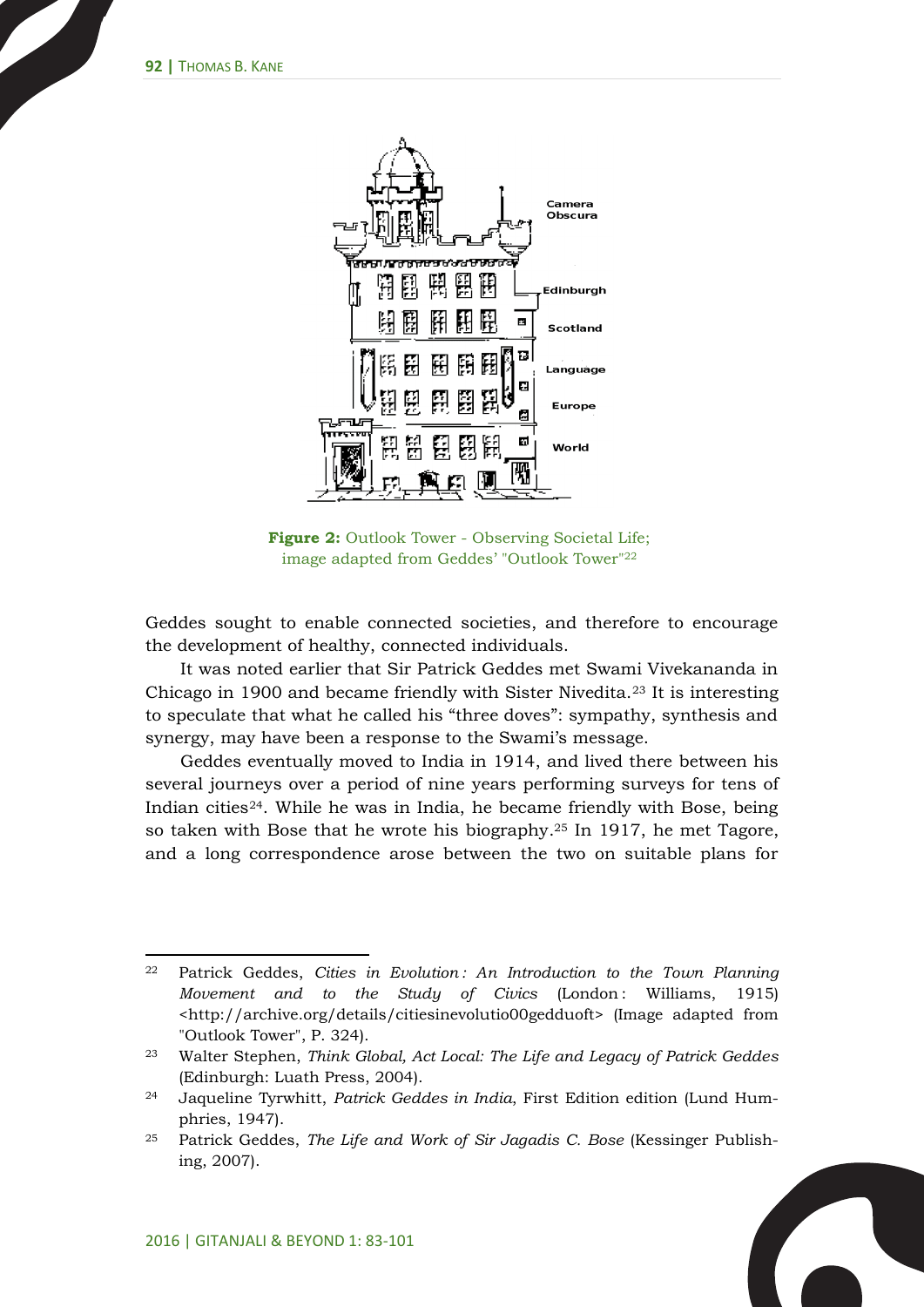Camera Obscura

Edinburgh

Scotland

Language

Europe

World

**Figure 2:** Outlook Tower - Observing Societal Life; image adapted from Geddes' "Outlook Tower"[22]

Geddes sought to enable connected societies, and therefore to encourage the development of healthy, connected individuals.

It was noted earlier that Sir Patrick Geddes met Swami Vivekananda in Chicago in 1900 and became friendly with Sister Nivedita.[23] It is interesting to speculate that what he called his "three doves": sympathy, synthesis and synergy, may have been a response to the Swami's message.

Geddes eventually moved to India in 1914, and lived there between his several journeys over a period of nine years performing surveys for tens of Indian cities[24]. While he was in India, he became friendly with Bose, being so taken with Bose that he wrote his biography.[25] In 1917, he met Tagore, and a long correspondence arose between the two on suitable plans for

---

[22] Patrick Geddes, *Cities in Evolution : An Introduction to the Town Planning Movement and to the Study of Civics* (London : Williams, 1915) <http://archive.org/details/citiesinevolutio00gedduoft> (Image adapted from "Outlook Tower", P. 324).

[23] Walter Stephen, *Think Global, Act Local: The Life and Legacy of Patrick Geddes* (Edinburgh: Luath Press, 2004).

[24] Jaqueline Tyrwhitt, *Patrick Geddes in India*, First Edition edition (Lund Humphries, 1947).

[25] Patrick Geddes, *The Life and Work of Sir Jagadis C. Bose* (Kessinger Publishing, 2007).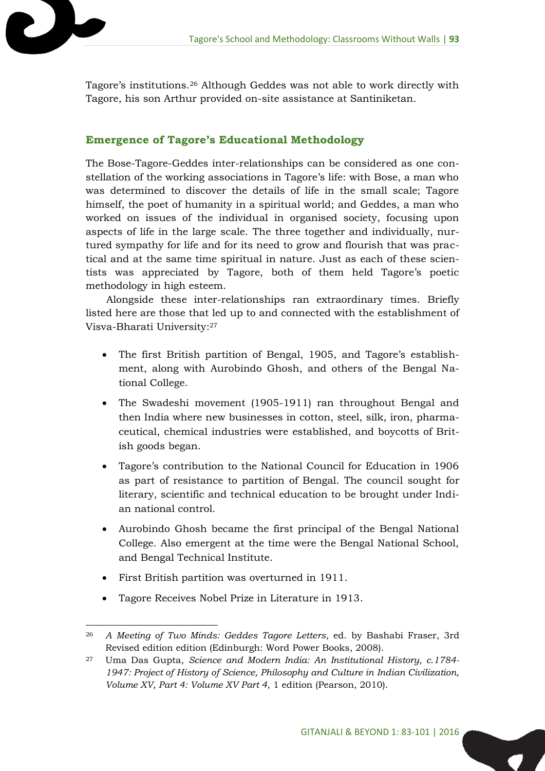Tagore's institutions.[26] Although Geddes was not able to work directly with Tagore, his son Arthur provided on-site assistance at Santiniketan.

## Emergence of Tagore's Educational Methodology

The Bose-Tagore-Geddes inter-relationships can be considered as one constellation of the working associations in Tagore's life: with Bose, a man who was determined to discover the details of life in the small scale; Tagore himself, the poet of humanity in a spiritual world; and Geddes, a man who worked on issues of the individual in organised society, focusing upon aspects of life in the large scale. The three together and individually, nurtured sympathy for life and for its need to grow and flourish that was practical and at the same time spiritual in nature. Just as each of these scientists was appreciated by Tagore, both of them held Tagore's poetic methodology in high esteem.

Alongside these inter-relationships ran extraordinary times. Briefly listed here are those that led up to and connected with the establishment of Visva-Bharati University:[27]

- The first British partition of Bengal, 1905, and Tagore's establishment, along with Aurobindo Ghosh, and others of the Bengal National College.
- The Swadeshi movement (1905-1911) ran throughout Bengal and then India where new businesses in cotton, steel, silk, iron, pharmaceutical, chemical industries were established, and boycotts of British goods began.
- Tagore's contribution to the National Council for Education in 1906 as part of resistance to partition of Bengal. The council sought for literary, scientific and technical education to be brought under Indian national control.
- Aurobindo Ghosh became the first principal of the Bengal National College. Also emergent at the time were the Bengal National School, and Bengal Technical Institute.
- First British partition was overturned in 1911.
- Tagore Receives Nobel Prize in Literature in 1913.

---

[26] *A Meeting of Two Minds: Geddes Tagore Letters*, ed. by Bashabi Fraser, 3rd Revised edition edition (Edinburgh: Word Power Books, 2008).

[27] Uma Das Gupta, *Science and Modern India: An Institutional History, c.1784-1947: Project of History of Science, Philosophy and Culture in Indian Civilization, Volume XV, Part 4: Volume XV Part 4*, 1 edition (Pearson, 2010).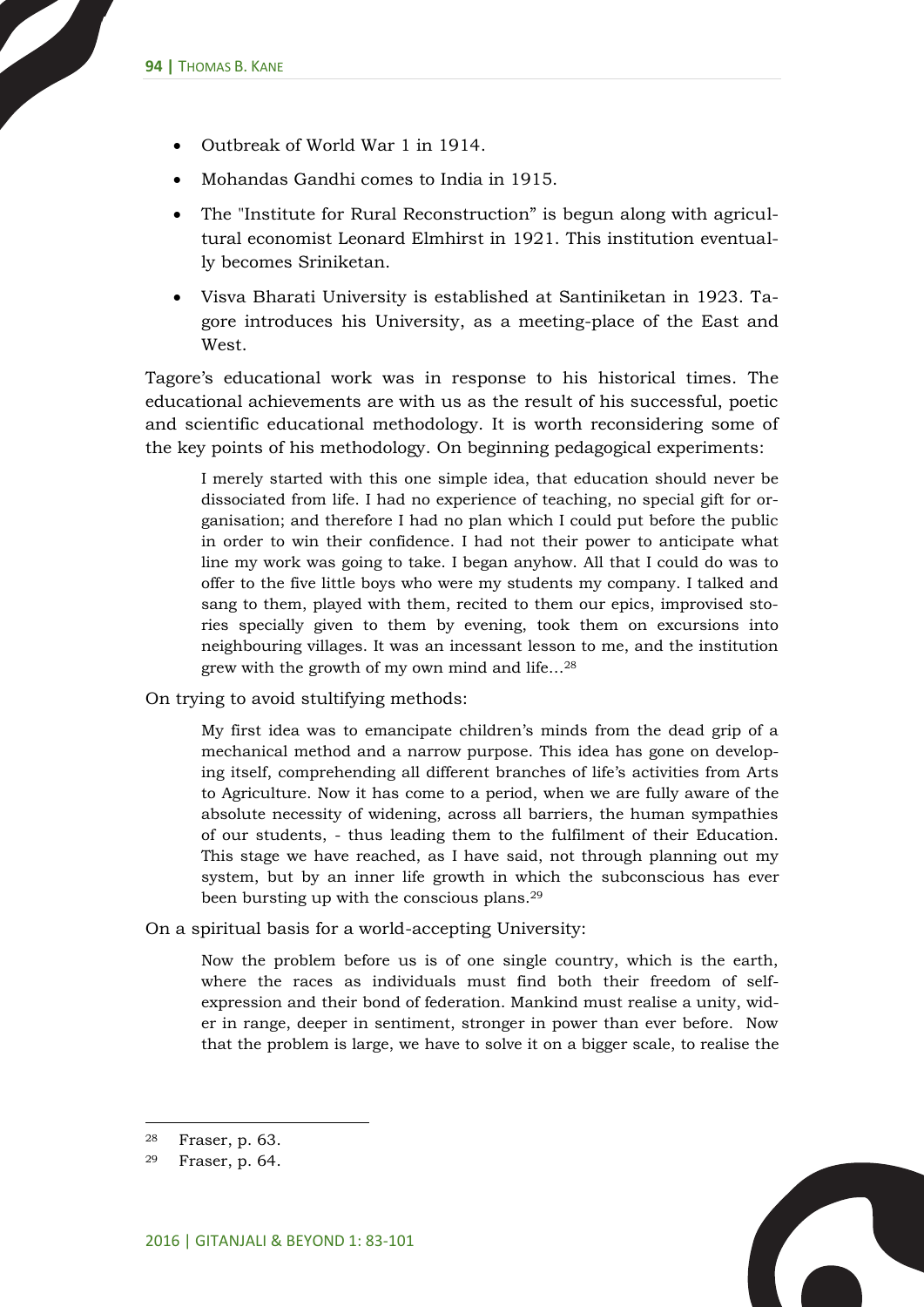- Outbreak of World War 1 in 1914.
- Mohandas Gandhi comes to India in 1915.
- The "Institute for Rural Reconstruction" is begun along with agricultural economist Leonard Elmhirst in 1921. This institution eventually becomes Sriniketan.
- Visva Bharati University is established at Santiniketan in 1923. Tagore introduces his University, as a meeting-place of the East and West.

Tagore's educational work was in response to his historical times. The educational achievements are with us as the result of his successful, poetic and scientific educational methodology. It is worth reconsidering some of the key points of his methodology. On beginning pedagogical experiments:

> I merely started with this one simple idea, that education should never be dissociated from life. I had no experience of teaching, no special gift for organisation; and therefore I had no plan which I could put before the public in order to win their confidence. I had not their power to anticipate what line my work was going to take. I began anyhow. All that I could do was to offer to the five little boys who were my students my company. I talked and sang to them, played with them, recited to them our epics, improvised stories specially given to them by evening, took them on excursions into neighbouring villages. It was an incessant lesson to me, and the institution grew with the growth of my own mind and life...[28]

On trying to avoid stultifying methods:

> My first idea was to emancipate children's minds from the dead grip of a mechanical method and a narrow purpose. This idea has gone on developing itself, comprehending all different branches of life's activities from Arts to Agriculture. Now it has come to a period, when we are fully aware of the absolute necessity of widening, across all barriers, the human sympathies of our students, - thus leading them to the fulfilment of their Education. This stage we have reached, as I have said, not through planning out my system, but by an inner life growth in which the subconscious has ever been bursting up with the conscious plans.[29]

On a spiritual basis for a world-accepting University:

> Now the problem before us is of one single country, which is the earth, where the races as individuals must find both their freedom of self-expression and their bond of federation. Mankind must realise a unity, wider in range, deeper in sentiment, stronger in power than ever before. Now that the problem is large, we have to solve it on a bigger scale, to realise the

---

[28] Fraser, p. 63.

[29] Fraser, p. 64.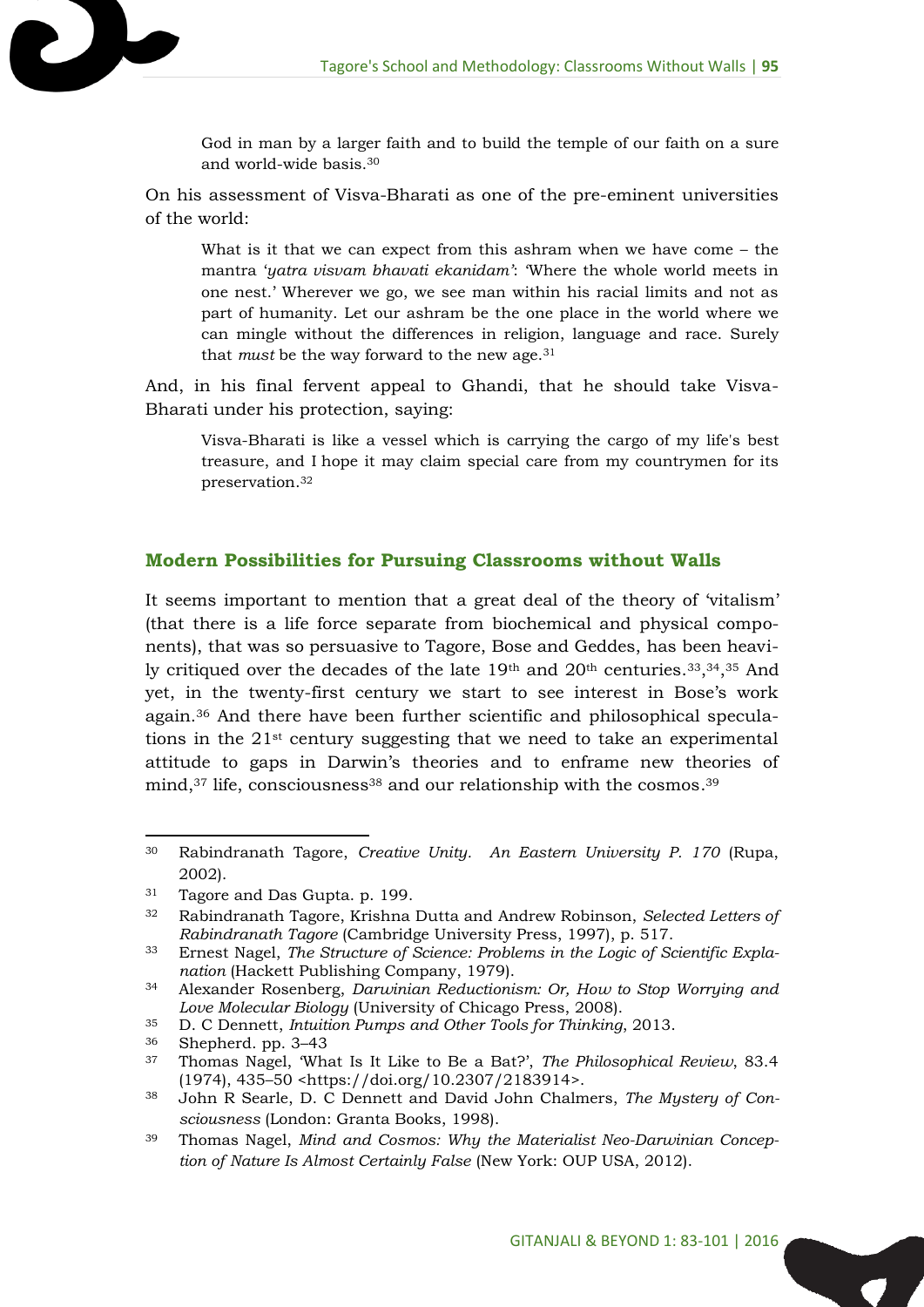> God in man by a larger faith and to build the temple of our faith on a sure and world-wide basis.[30]

On his assessment of Visva-Bharati as one of the pre-eminent universities of the world:

> What is it that we can expect from this ashram when we have come – the mantra '*yatra visvam bhavati ekanidam'*: 'Where the whole world meets in one nest.' Wherever we go, we see man within his racial limits and not as part of humanity. Let our ashram be the one place in the world where we can mingle without the differences in religion, language and race. Surely that *must* be the way forward to the new age.[31]

And, in his final fervent appeal to Ghandi, that he should take Visva-Bharati under his protection, saying:

> Visva-Bharati is like a vessel which is carrying the cargo of my life's best treasure, and I hope it may claim special care from my countrymen for its preservation.[32]

### Modern Possibilities for Pursuing Classrooms without Walls

It seems important to mention that a great deal of the theory of 'vitalism' (that there is a life force separate from biochemical and physical components), that was so persuasive to Tagore, Bose and Geddes, has been heavily critiqued over the decades of the late 19th and 20th centuries.[33],[34],[35] And yet, in the twenty-first century we start to see interest in Bose's work again.[36] And there have been further scientific and philosophical speculations in the 21st century suggesting that we need to take an experimental attitude to gaps in Darwin's theories and to enframe new theories of mind,[37] life, consciousness[38] and our relationship with the cosmos.[39]

---

[30] Rabindranath Tagore, *Creative Unity. An Eastern University P. 170* (Rupa, 2002).

[31] Tagore and Das Gupta. p. 199.

[32] Rabindranath Tagore, Krishna Dutta and Andrew Robinson, *Selected Letters of Rabindranath Tagore* (Cambridge University Press, 1997), p. 517.

[33] Ernest Nagel, *The Structure of Science: Problems in the Logic of Scientific Explanation* (Hackett Publishing Company, 1979).

[34] Alexander Rosenberg, *Darwinian Reductionism: Or, How to Stop Worrying and Love Molecular Biology* (University of Chicago Press, 2008).

[35] D. C Dennett, *Intuition Pumps and Other Tools for Thinking*, 2013.

[36] Shepherd. pp. 3–43

[37] Thomas Nagel, 'What Is It Like to Be a Bat?', *The Philosophical Review*, 83.4 (1974), 435–50 <https://doi.org/10.2307/2183914>.

[38] John R Searle, D. C Dennett and David John Chalmers, *The Mystery of Consciousness* (London: Granta Books, 1998).

[39] Thomas Nagel, *Mind and Cosmos: Why the Materialist Neo-Darwinian Conception of Nature Is Almost Certainly False* (New York: OUP USA, 2012).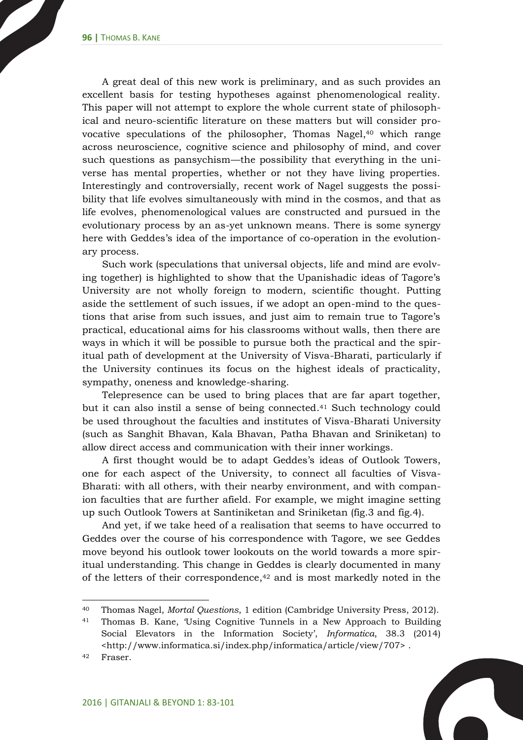A great deal of this new work is preliminary, and as such provides an excellent basis for testing hypotheses against phenomenological reality. This paper will not attempt to explore the whole current state of philosophical and neuro-scientific literature on these matters but will consider provocative speculations of the philosopher, Thomas Nagel,[40] which range across neuroscience, cognitive science and philosophy of mind, and cover such questions as pansychism—the possibility that everything in the universe has mental properties, whether or not they have living properties. Interestingly and controversially, recent work of Nagel suggests the possibility that life evolves simultaneously with mind in the cosmos, and that as life evolves, phenomenological values are constructed and pursued in the evolutionary process by an as-yet unknown means. There is some synergy here with Geddes's idea of the importance of co-operation in the evolutionary process.

Such work (speculations that universal objects, life and mind are evolving together) is highlighted to show that the Upanishadic ideas of Tagore's University are not wholly foreign to modern, scientific thought. Putting aside the settlement of such issues, if we adopt an open-mind to the questions that arise from such issues, and just aim to remain true to Tagore's practical, educational aims for his classrooms without walls, then there are ways in which it will be possible to pursue both the practical and the spiritual path of development at the University of Visva-Bharati, particularly if the University continues its focus on the highest ideals of practicality, sympathy, oneness and knowledge-sharing.

Telepresence can be used to bring places that are far apart together, but it can also instil a sense of being connected.[41] Such technology could be used throughout the faculties and institutes of Visva-Bharati University (such as Sanghit Bhavan, Kala Bhavan, Patha Bhavan and Sriniketan) to allow direct access and communication with their inner workings.

A first thought would be to adapt Geddes's ideas of Outlook Towers, one for each aspect of the University, to connect all faculties of Visva-Bharati: with all others, with their nearby environment, and with companion faculties that are further afield. For example, we might imagine setting up such Outlook Towers at Santiniketan and Sriniketan (fig.3 and fig.4).

And yet, if we take heed of a realisation that seems to have occurred to Geddes over the course of his correspondence with Tagore, we see Geddes move beyond his outlook tower lookouts on the world towards a more spiritual understanding. This change in Geddes is clearly documented in many of the letters of their correspondence,[42] and is most markedly noted in the

---

[40] Thomas Nagel, *Mortal Questions*, 1 edition (Cambridge University Press, 2012).

[41] Thomas B. Kane, 'Using Cognitive Tunnels in a New Approach to Building Social Elevators in the Information Society', *Informatica*, 38.3 (2014) <http://www.informatica.si/index.php/informatica/article/view/707> .

[42] Fraser.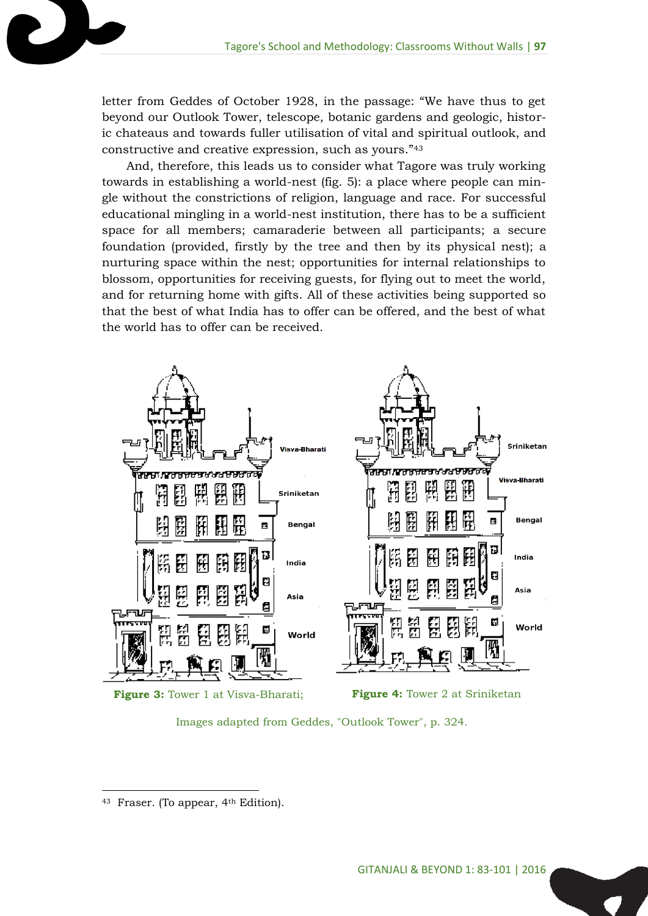letter from Geddes of October 1928, in the passage: "We have thus to get beyond our Outlook Tower, telescope, botanic gardens and geologic, historic chateaus and towards fuller utilisation of vital and spiritual outlook, and constructive and creative expression, such as yours."[43]

And, therefore, this leads us to consider what Tagore was truly working towards in establishing a world-nest (fig. 5): a place where people can mingle without the constrictions of religion, language and race. For successful educational mingling in a world-nest institution, there has to be a sufficient space for all members; camaraderie between all participants; a secure foundation (provided, firstly by the tree and then by its physical nest); a nurturing space within the nest; opportunities for internal relationships to blossom, opportunities for receiving guests, for flying out to meet the world, and for returning home with gifts. All of these activities being supported so that the best of what India has to offer can be offered, and the best of what the world has to offer can be received.

Visva-Bharati
Sriniketan
Bengal
India
Asia
World

Sriniketan
Visva-Bharati
Bengal
India
Asia
World

**Figure 3:** Tower 1 at Visva-Bharati; **Figure 4:** Tower 2 at Sriniketan

Images adapted from Geddes, "Outlook Tower", p. 324.

---

[43] Fraser. (To appear, 4th Edition).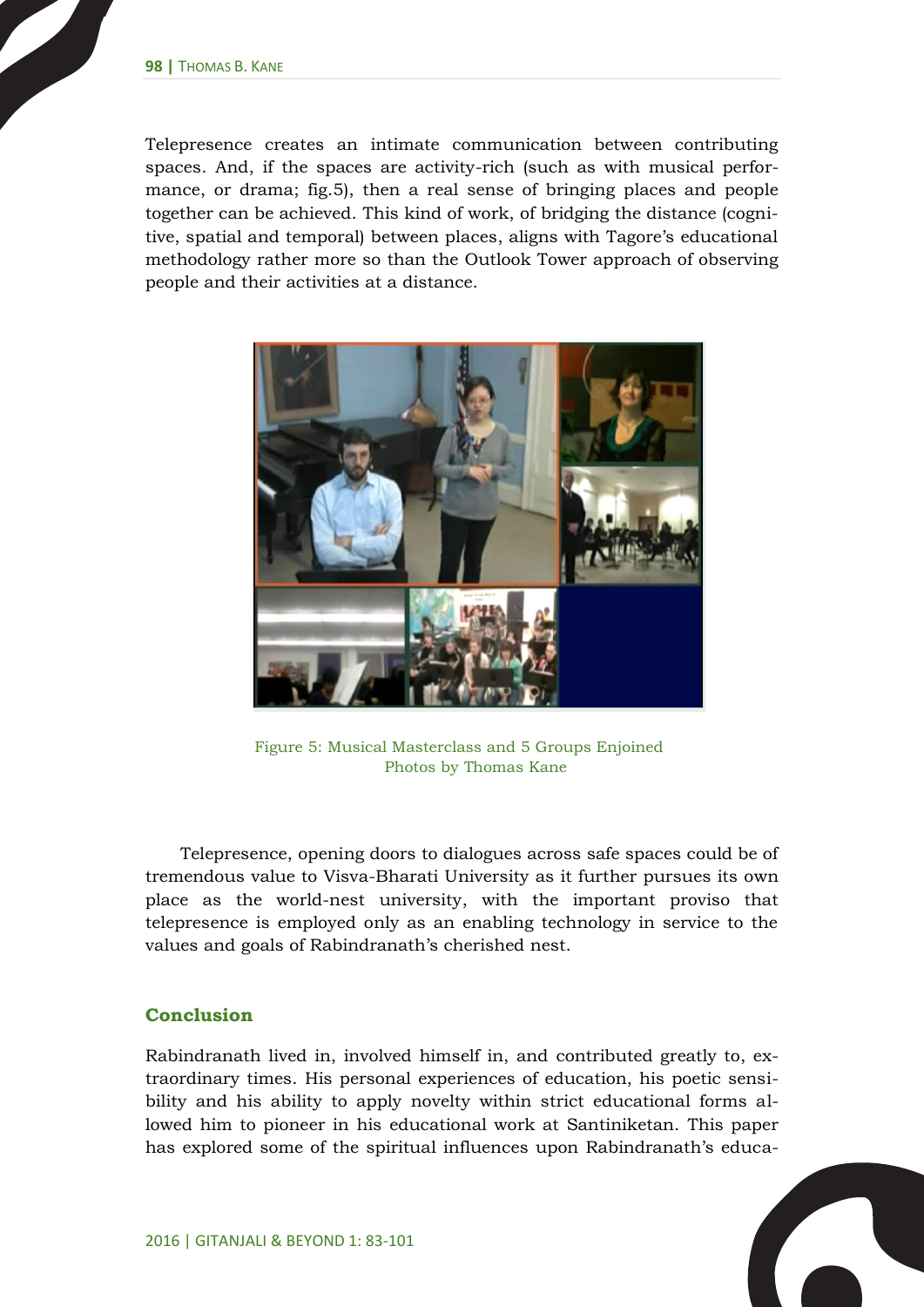Telepresence creates an intimate communication between contributing spaces. And, if the spaces are activity-rich (such as with musical performance, or drama; fig.5), then a real sense of bringing places and people together can be achieved. This kind of work, of bridging the distance (cognitive, spatial and temporal) between places, aligns with Tagore's educational methodology rather more so than the Outlook Tower approach of observing people and their activities at a distance.

Figure 5: Musical Masterclass and 5 Groups Enjoined
Photos by Thomas Kane

Telepresence, opening doors to dialogues across safe spaces could be of tremendous value to Visva-Bharati University as it further pursues its own place as the world-nest university, with the important proviso that telepresence is employed only as an enabling technology in service to the values and goals of Rabindranath's cherished nest.

## Conclusion

Rabindranath lived in, involved himself in, and contributed greatly to, extraordinary times. His personal experiences of education, his poetic sensibility and his ability to apply novelty within strict educational forms allowed him to pioneer in his educational work at Santiniketan. This paper has explored some of the spiritual influences upon Rabindranath's educa-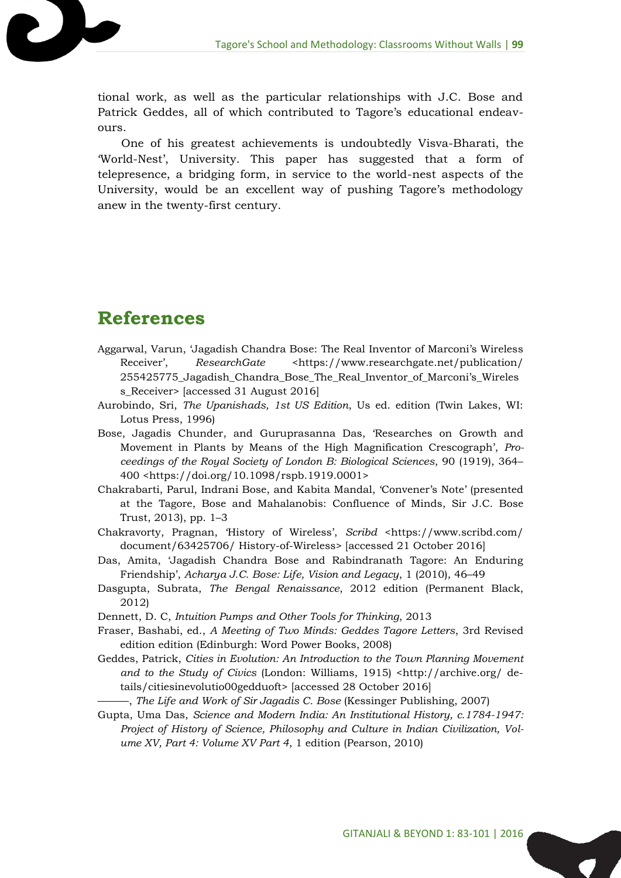tional work, as well as the particular relationships with J.C. Bose and Patrick Geddes, all of which contributed to Tagore's educational endeavours.

One of his greatest achievements is undoubtedly Visva-Bharati, the 'World-Nest', University. This paper has suggested that a form of telepresence, a bridging form, in service to the world-nest aspects of the University, would be an excellent way of pushing Tagore's methodology anew in the twenty-first century.

## References

Aggarwal, Varun, 'Jagadish Chandra Bose: The Real Inventor of Marconi's Wireless Receiver', *ResearchGate* <https://www.researchgate.net/publication/255425775_Jagadish_Chandra_Bose_The_Real_Inventor_of_Marconi's_Wireless_Receiver> [accessed 31 August 2016]

Aurobindo, Sri, *The Upanishads, 1st US Edition*, Us ed. edition (Twin Lakes, WI: Lotus Press, 1996)

Bose, Jagadis Chunder, and Guruprasanna Das, 'Researches on Growth and Movement in Plants by Means of the High Magnification Crescograph', *Proceedings of the Royal Society of London B: Biological Sciences*, 90 (1919), 364–400 <https://doi.org/10.1098/rspb.1919.0001>

Chakrabarti, Parul, Indrani Bose, and Kabita Mandal, 'Convener's Note' (presented at the Tagore, Bose and Mahalanobis: Confluence of Minds, Sir J.C. Bose Trust, 2013), pp. 1–3

Chakravorty, Pragnan, 'History of Wireless', *Scribd* <https://www.scribd.com/document/63425706/ History-of-Wireless> [accessed 21 October 2016]

Das, Amita, 'Jagadish Chandra Bose and Rabindranath Tagore: An Enduring Friendship', *Acharya J.C. Bose: Life, Vision and Legacy*, 1 (2010), 46–49

Dasgupta, Subrata, *The Bengal Renaissance*, 2012 edition (Permanent Black, 2012)

Dennett, D. C, *Intuition Pumps and Other Tools for Thinking*, 2013

Fraser, Bashabi, ed., *A Meeting of Two Minds: Geddes Tagore Letters*, 3rd Revised edition edition (Edinburgh: Word Power Books, 2008)

Geddes, Patrick, *Cities in Evolution: An Introduction to the Town Planning Movement and to the Study of Civics* (London: Williams, 1915) <http://archive.org/ details/citiesinevolutio00gedduoft> [accessed 28 October 2016]

———, *The Life and Work of Sir Jagadis C. Bose* (Kessinger Publishing, 2007)

Gupta, Uma Das, *Science and Modern India: An Institutional History, c.1784-1947: Project of History of Science, Philosophy and Culture in Indian Civilization, Volume XV, Part 4: Volume XV Part 4*, 1 edition (Pearson, 2010)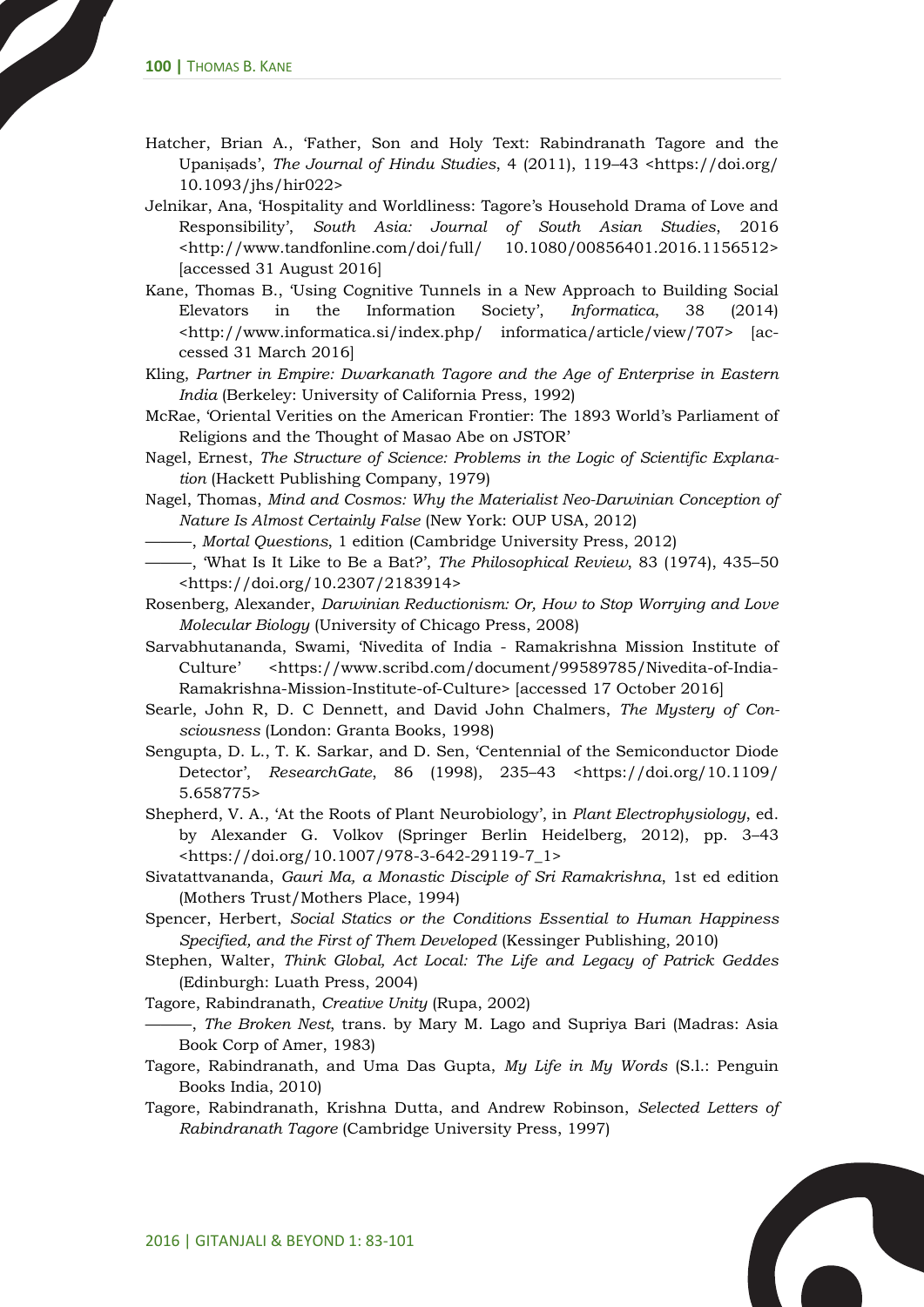Hatcher, Brian A., 'Father, Son and Holy Text: Rabindranath Tagore and the Upaniṣads', *The Journal of Hindu Studies*, 4 (2011), 119–43 <https://doi.org/10.1093/jhs/hir022>

Jelnikar, Ana, 'Hospitality and Worldliness: Tagore's Household Drama of Love and Responsibility', *South Asia: Journal of South Asian Studies*, 2016 <http://www.tandfonline.com/doi/full/ 10.1080/00856401.2016.1156512> [accessed 31 August 2016]

Kane, Thomas B., 'Using Cognitive Tunnels in a New Approach to Building Social Elevators in the Information Society', *Informatica*, 38 (2014) <http://www.informatica.si/index.php/ informatica/article/view/707> [accessed 31 March 2016]

Kling, *Partner in Empire: Dwarkanath Tagore and the Age of Enterprise in Eastern India* (Berkeley: University of California Press, 1992)

McRae, 'Oriental Verities on the American Frontier: The 1893 World's Parliament of Religions and the Thought of Masao Abe on JSTOR'

Nagel, Ernest, *The Structure of Science: Problems in the Logic of Scientific Explanation* (Hackett Publishing Company, 1979)

Nagel, Thomas, *Mind and Cosmos: Why the Materialist Neo-Darwinian Conception of Nature Is Almost Certainly False* (New York: OUP USA, 2012)

———, *Mortal Questions*, 1 edition (Cambridge University Press, 2012)

———, 'What Is It Like to Be a Bat?', *The Philosophical Review*, 83 (1974), 435–50 <https://doi.org/10.2307/2183914>

Rosenberg, Alexander, *Darwinian Reductionism: Or, How to Stop Worrying and Love Molecular Biology* (University of Chicago Press, 2008)

Sarvabhutananda, Swami, 'Nivedita of India - Ramakrishna Mission Institute of Culture' <https://www.scribd.com/document/99589785/Nivedita-of-India-Ramakrishna-Mission-Institute-of-Culture> [accessed 17 October 2016]

Searle, John R, D. C Dennett, and David John Chalmers, *The Mystery of Consciousness* (London: Granta Books, 1998)

Sengupta, D. L., T. K. Sarkar, and D. Sen, 'Centennial of the Semiconductor Diode Detector', *ResearchGate*, 86 (1998), 235–43 <https://doi.org/10.1109/ 5.658775>

Shepherd, V. A., 'At the Roots of Plant Neurobiology', in *Plant Electrophysiology*, ed. by Alexander G. Volkov (Springer Berlin Heidelberg, 2012), pp. 3–43 <https://doi.org/10.1007/978-3-642-29119-7_1>

Sivatattvananda, *Gauri Ma, a Monastic Disciple of Sri Ramakrishna*, 1st ed edition (Mothers Trust/Mothers Place, 1994)

Spencer, Herbert, *Social Statics or the Conditions Essential to Human Happiness Specified, and the First of Them Developed* (Kessinger Publishing, 2010)

Stephen, Walter, *Think Global, Act Local: The Life and Legacy of Patrick Geddes* (Edinburgh: Luath Press, 2004)

Tagore, Rabindranath, *Creative Unity* (Rupa, 2002)

———, *The Broken Nest*, trans. by Mary M. Lago and Supriya Bari (Madras: Asia Book Corp of Amer, 1983)

Tagore, Rabindranath, and Uma Das Gupta, *My Life in My Words* (S.l.: Penguin Books India, 2010)

Tagore, Rabindranath, Krishna Dutta, and Andrew Robinson, *Selected Letters of Rabindranath Tagore* (Cambridge University Press, 1997)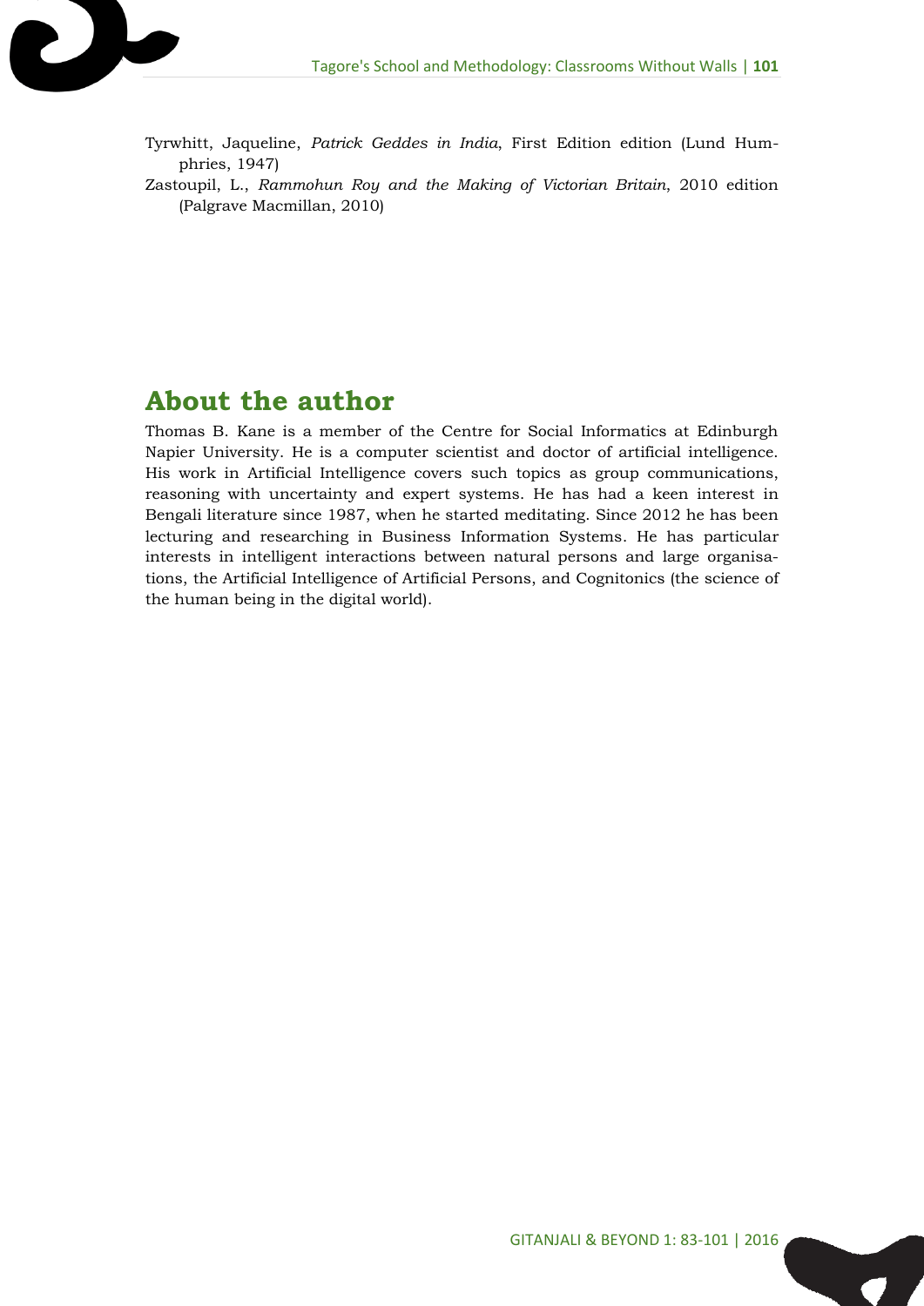Tyrwhitt, Jaqueline, *Patrick Geddes in India*, First Edition edition (Lund Humphries, 1947)

Zastoupil, L., *Rammohun Roy and the Making of Victorian Britain*, 2010 edition (Palgrave Macmillan, 2010)

## About the author

Thomas B. Kane is a member of the Centre for Social Informatics at Edinburgh Napier University. He is a computer scientist and doctor of artificial intelligence. His work in Artificial Intelligence covers such topics as group communications, reasoning with uncertainty and expert systems. He has had a keen interest in Bengali literature since 1987, when he started meditating. Since 2012 he has been lecturing and researching in Business Information Systems. He has particular interests in intelligent interactions between natural persons and large organisations, the Artificial Intelligence of Artificial Persons, and Cognitonics (the science of the human being in the digital world).